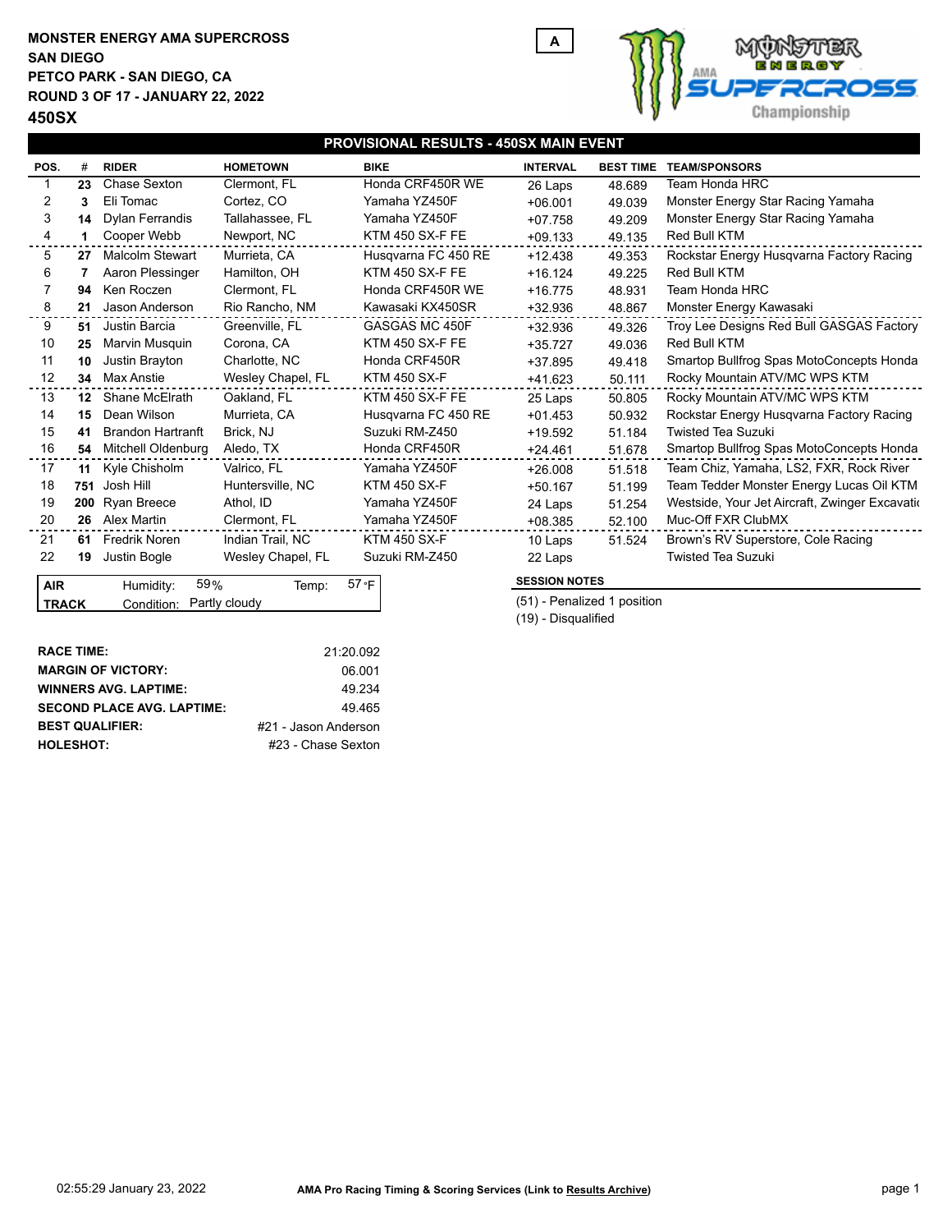**MONSTER ENERGY AMA SUPERCROSS**
**SAN DIEGO**
**PETCO PARK - SAN DIEGO, CA**
**ROUND 3 OF 17 - JANUARY 22, 2022**
**450SX**

A

## PROVISIONAL RESULTS - 450SX MAIN EVENT

| POS. | # | RIDER | HOMETOWN | BIKE | INTERVAL | BEST TIME | TEAM/SPONSORS |
|---|---|---|---|---|---|---|---|
| 1 | 23 | Chase Sexton | Clermont, FL | Honda CRF450R WE | 26 Laps | 48.689 | Team Honda HRC |
| 2 | 3 | Eli Tomac | Cortez, CO | Yamaha YZ450F | +06.001 | 49.039 | Monster Energy Star Racing Yamaha |
| 3 | 14 | Dylan Ferrandis | Tallahassee, FL | Yamaha YZ450F | +07.758 | 49.209 | Monster Energy Star Racing Yamaha |
| 4 | 1 | Cooper Webb | Newport, NC | KTM 450 SX-F FE | +09.133 | 49.135 | Red Bull KTM |
| 5 | 27 | Malcolm Stewart | Murrieta, CA | Husqvarna FC 450 RE | +12.438 | 49.353 | Rockstar Energy Husqvarna Factory Racing |
| 6 | 7 | Aaron Plessinger | Hamilton, OH | KTM 450 SX-F FE | +16.124 | 49.225 | Red Bull KTM |
| 7 | 94 | Ken Roczen | Clermont, FL | Honda CRF450R WE | +16.775 | 48.931 | Team Honda HRC |
| 8 | 21 | Jason Anderson | Rio Rancho, NM | Kawasaki KX450SR | +32.936 | 48.867 | Monster Energy Kawasaki |
| 9 | 51 | Justin Barcia | Greenville, FL | GASGAS MC 450F | +32.936 | 49.326 | Troy Lee Designs Red Bull GASGAS Factory |
| 10 | 25 | Marvin Musquin | Corona, CA | KTM 450 SX-F FE | +35.727 | 49.036 | Red Bull KTM |
| 11 | 10 | Justin Brayton | Charlotte, NC | Honda CRF450R | +37.895 | 49.418 | Smartop Bullfrog Spas MotoConcepts Honda |
| 12 | 34 | Max Anstie | Wesley Chapel, FL | KTM 450 SX-F | +41.623 | 50.111 | Rocky Mountain ATV/MC WPS KTM |
| 13 | 12 | Shane McElrath | Oakland, FL | KTM 450 SX-F FE | 25 Laps | 50.805 | Rocky Mountain ATV/MC WPS KTM |
| 14 | 15 | Dean Wilson | Murrieta, CA | Husqvarna FC 450 RE | +01.453 | 50.932 | Rockstar Energy Husqvarna Factory Racing |
| 15 | 41 | Brandon Hartranft | Brick, NJ | Suzuki RM-Z450 | +19.592 | 51.184 | Twisted Tea Suzuki |
| 16 | 54 | Mitchell Oldenburg | Aledo, TX | Honda CRF450R | +24.461 | 51.678 | Smartop Bullfrog Spas MotoConcepts Honda |
| 17 | 11 | Kyle Chisholm | Valrico, FL | Yamaha YZ450F | +26.008 | 51.518 | Team Chiz, Yamaha, LS2, FXR, Rock River |
| 18 | 751 | Josh Hill | Huntersville, NC | KTM 450 SX-F | +50.167 | 51.199 | Team Tedder Monster Energy Lucas Oil KTM |
| 19 | 200 | Ryan Breece | Athol, ID | Yamaha YZ450F | 24 Laps | 51.254 | Westside, Your Jet Aircraft, Zwinger Excavatio |
| 20 | 26 | Alex Martin | Clermont, FL | Yamaha YZ450F | +08.385 | 52.100 | Muc-Off FXR ClubMX |
| 21 | 61 | Fredrik Noren | Indian Trail, NC | KTM 450 SX-F | 10 Laps | 51.524 | Brown's RV Superstore, Cole Racing |
| 22 | 19 | Justin Bogle | Wesley Chapel, FL | Suzuki RM-Z450 | 22 Laps | | Twisted Tea Suzuki |

| | | | | |
|---|---|---|---|---|
| **AIR** | Humidity: | 59% | Temp: | 57 °F |
| **TRACK** | Condition: | Partly cloudy | | |

**SESSION NOTES**

(51) - Penalized 1 position
(19) - Disqualified

| | |
|---|---|
| **RACE TIME:** | 21:20.092 |
| **MARGIN OF VICTORY:** | 06.001 |
| **WINNERS AVG. LAPTIME:** | 49.234 |
| **SECOND PLACE AVG. LAPTIME:** | 49.465 |
| **BEST QUALIFIER:** | #21 - Jason Anderson |
| **HOLESHOT:** | #23 - Chase Sexton |

02:55:29 January 23, 2022 — AMA Pro Racing Timing & Scoring Services (Link to Results Archive)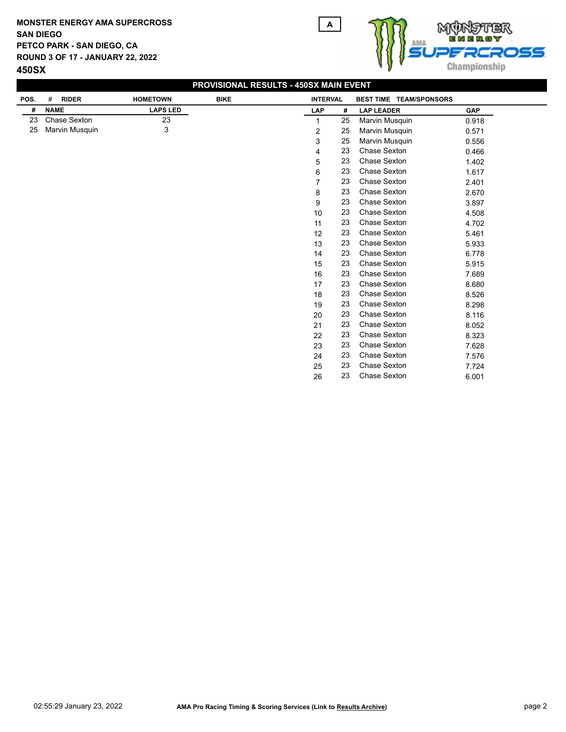MONSTER ENERGY AMA SUPERCROSS
SAN DIEGO
PETCO PARK - SAN DIEGO, CA
ROUND 3 OF 17 - JANUARY 22, 2022
**450SX**

A

## PROVISIONAL RESULTS - 450SX MAIN EVENT

| POS. | # | RIDER | HOMETOWN | BIKE | INTERVAL | BEST TIME | TEAM/SPONSORS |
|---|---|---|---|---|---|---|---|

| # | NAME | LAPS LED |
|---|---|---|
| 23 | Chase Sexton | 23 |
| 25 | Marvin Musquin | 3 |

| LAP | # | LAP LEADER | GAP |
|---|---|---|---|
| 1 | 25 | Marvin Musquin | 0.918 |
| 2 | 25 | Marvin Musquin | 0.571 |
| 3 | 25 | Marvin Musquin | 0.556 |
| 4 | 23 | Chase Sexton | 0.466 |
| 5 | 23 | Chase Sexton | 1.402 |
| 6 | 23 | Chase Sexton | 1.617 |
| 7 | 23 | Chase Sexton | 2.401 |
| 8 | 23 | Chase Sexton | 2.670 |
| 9 | 23 | Chase Sexton | 3.897 |
| 10 | 23 | Chase Sexton | 4.508 |
| 11 | 23 | Chase Sexton | 4.702 |
| 12 | 23 | Chase Sexton | 5.461 |
| 13 | 23 | Chase Sexton | 5.933 |
| 14 | 23 | Chase Sexton | 6.778 |
| 15 | 23 | Chase Sexton | 5.915 |
| 16 | 23 | Chase Sexton | 7.689 |
| 17 | 23 | Chase Sexton | 8.680 |
| 18 | 23 | Chase Sexton | 8.526 |
| 19 | 23 | Chase Sexton | 8.298 |
| 20 | 23 | Chase Sexton | 8.116 |
| 21 | 23 | Chase Sexton | 8.052 |
| 22 | 23 | Chase Sexton | 8.323 |
| 23 | 23 | Chase Sexton | 7.628 |
| 24 | 23 | Chase Sexton | 7.576 |
| 25 | 23 | Chase Sexton | 7.724 |
| 26 | 23 | Chase Sexton | 6.001 |

02:55:29 January 23, 2022

AMA Pro Racing Timing & Scoring Services (Link to Results Archive)